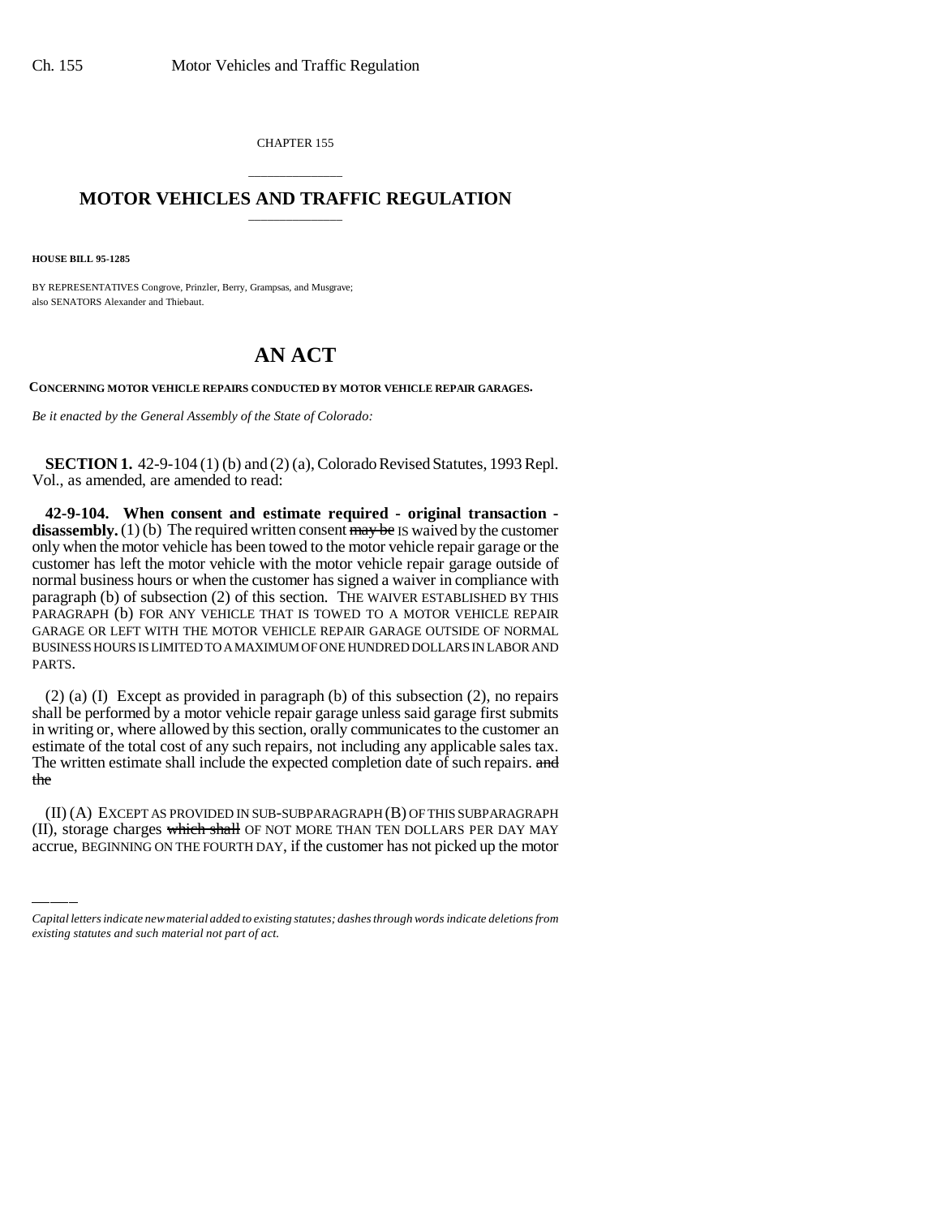CHAPTER 155

# MOTOR VEHICLES AND TRAFFIC REGULATION

**HOUSE BILL 95-1285**

BY REPRESENTATIVES Congrove, Prinzler, Berry, Grampsas, and Musgrave;
also SENATORS Alexander and Thiebaut.

# AN ACT

**CONCERNING MOTOR VEHICLE REPAIRS CONDUCTED BY MOTOR VEHICLE REPAIR GARAGES.**

*Be it enacted by the General Assembly of the State of Colorado:*

**SECTION 1.** 42-9-104 (1) (b) and (2) (a), Colorado Revised Statutes, 1993 Repl. Vol., as amended, are amended to read:

**42-9-104. When consent and estimate required - original transaction - disassembly.** (1) (b) The required written consent ~~may be~~ IS waived by the customer only when the motor vehicle has been towed to the motor vehicle repair garage or the customer has left the motor vehicle with the motor vehicle repair garage outside of normal business hours or when the customer has signed a waiver in compliance with paragraph (b) of subsection (2) of this section. THE WAIVER ESTABLISHED BY THIS PARAGRAPH (b) FOR ANY VEHICLE THAT IS TOWED TO A MOTOR VEHICLE REPAIR GARAGE OR LEFT WITH THE MOTOR VEHICLE REPAIR GARAGE OUTSIDE OF NORMAL BUSINESS HOURS IS LIMITED TO A MAXIMUM OF ONE HUNDRED DOLLARS IN LABOR AND PARTS.

(2) (a) (I) Except as provided in paragraph (b) of this subsection (2), no repairs shall be performed by a motor vehicle repair garage unless said garage first submits in writing or, where allowed by this section, orally communicates to the customer an estimate of the total cost of any such repairs, not including any applicable sales tax. The written estimate shall include the expected completion date of such repairs. ~~and the~~

(II) (A) EXCEPT AS PROVIDED IN SUB-SUBPARAGRAPH (B) OF THIS SUBPARAGRAPH (II), storage charges ~~which shall~~ OF NOT MORE THAN TEN DOLLARS PER DAY MAY accrue, BEGINNING ON THE FOURTH DAY, if the customer has not picked up the motor

*Capital letters indicate new material added to existing statutes; dashes through words indicate deletions from existing statutes and such material not part of act.*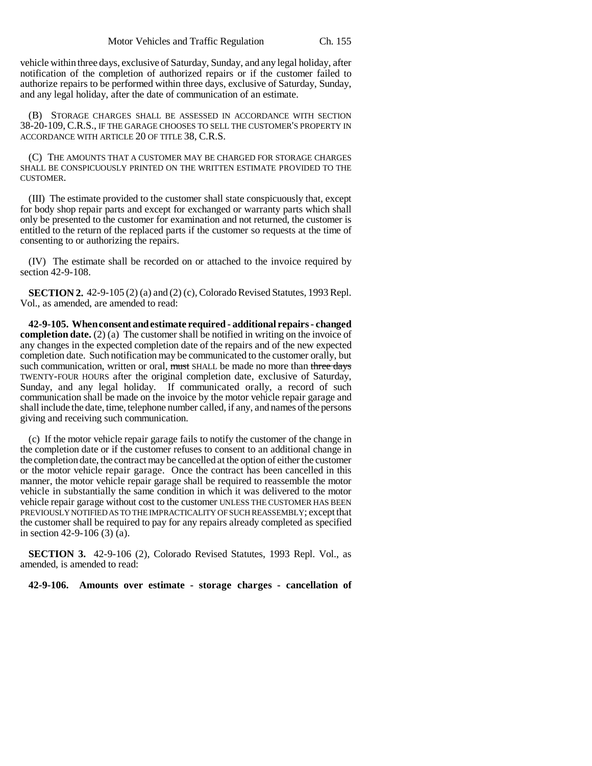vehicle within three days, exclusive of Saturday, Sunday, and any legal holiday, after notification of the completion of authorized repairs or if the customer failed to authorize repairs to be performed within three days, exclusive of Saturday, Sunday, and any legal holiday, after the date of communication of an estimate.

(B) STORAGE CHARGES SHALL BE ASSESSED IN ACCORDANCE WITH SECTION 38-20-109, C.R.S., IF THE GARAGE CHOOSES TO SELL THE CUSTOMER'S PROPERTY IN ACCORDANCE WITH ARTICLE 20 OF TITLE 38, C.R.S.

(C) THE AMOUNTS THAT A CUSTOMER MAY BE CHARGED FOR STORAGE CHARGES SHALL BE CONSPICUOUSLY PRINTED ON THE WRITTEN ESTIMATE PROVIDED TO THE CUSTOMER.

(III) The estimate provided to the customer shall state conspicuously that, except for body shop repair parts and except for exchanged or warranty parts which shall only be presented to the customer for examination and not returned, the customer is entitled to the return of the replaced parts if the customer so requests at the time of consenting to or authorizing the repairs.

(IV) The estimate shall be recorded on or attached to the invoice required by section 42-9-108.

**SECTION 2.** 42-9-105 (2) (a) and (2) (c), Colorado Revised Statutes, 1993 Repl. Vol., as amended, are amended to read:

**42-9-105. When consent and estimate required - additional repairs - changed completion date.** (2) (a) The customer shall be notified in writing on the invoice of any changes in the expected completion date of the repairs and of the new expected completion date. Such notification may be communicated to the customer orally, but such communication, written or oral, ~~must~~ SHALL be made no more than ~~three days~~ TWENTY-FOUR HOURS after the original completion date, exclusive of Saturday, Sunday, and any legal holiday. If communicated orally, a record of such communication shall be made on the invoice by the motor vehicle repair garage and shall include the date, time, telephone number called, if any, and names of the persons giving and receiving such communication.

(c) If the motor vehicle repair garage fails to notify the customer of the change in the completion date or if the customer refuses to consent to an additional change in the completion date, the contract may be cancelled at the option of either the customer or the motor vehicle repair garage. Once the contract has been cancelled in this manner, the motor vehicle repair garage shall be required to reassemble the motor vehicle in substantially the same condition in which it was delivered to the motor vehicle repair garage without cost to the customer UNLESS THE CUSTOMER HAS BEEN PREVIOUSLY NOTIFIED AS TO THE IMPRACTICALITY OF SUCH REASSEMBLY; except that the customer shall be required to pay for any repairs already completed as specified in section 42-9-106 (3) (a).

**SECTION 3.** 42-9-106 (2), Colorado Revised Statutes, 1993 Repl. Vol., as amended, is amended to read:

**42-9-106. Amounts over estimate - storage charges - cancellation of**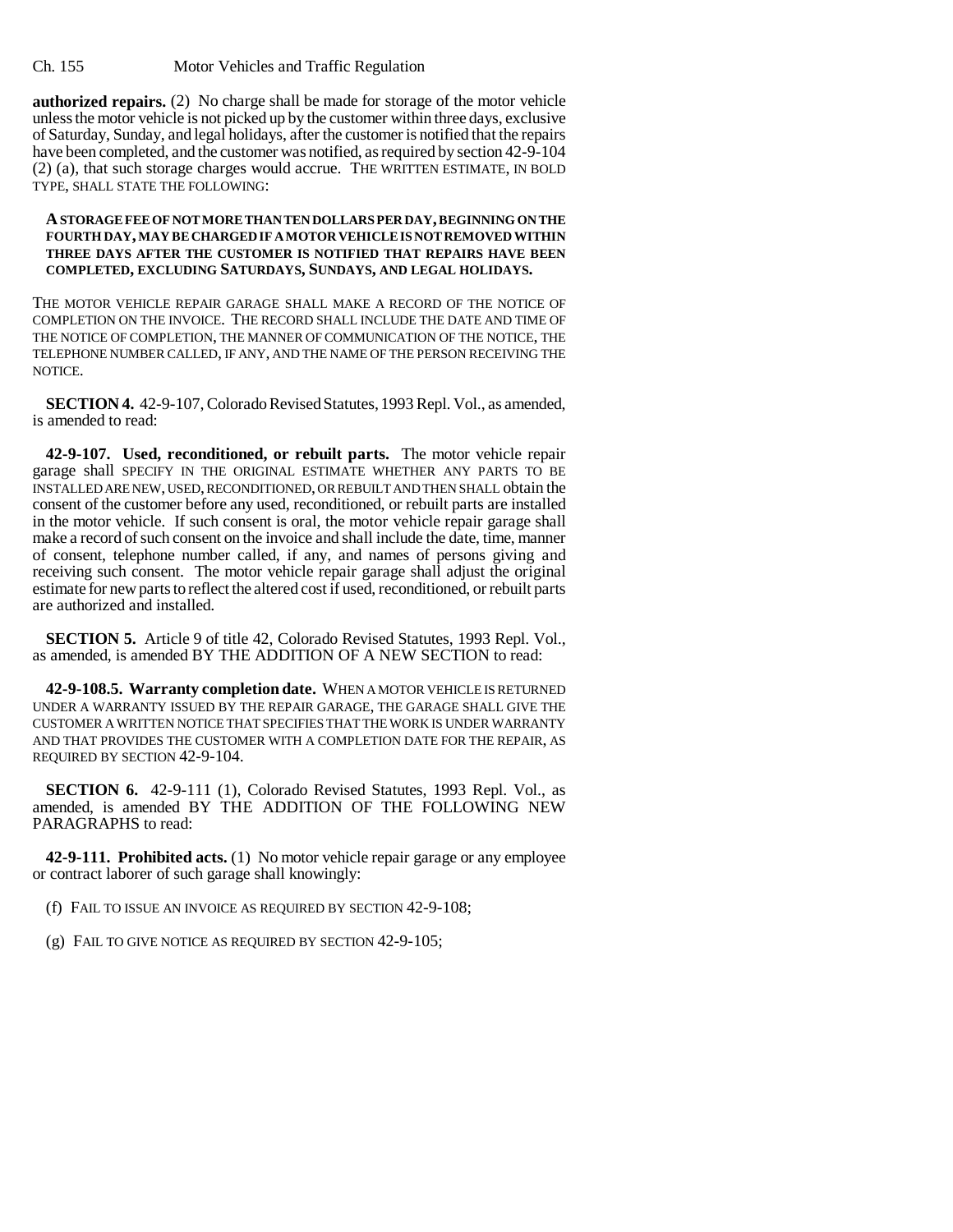**authorized repairs.** (2) No charge shall be made for storage of the motor vehicle unless the motor vehicle is not picked up by the customer within three days, exclusive of Saturday, Sunday, and legal holidays, after the customer is notified that the repairs have been completed, and the customer was notified, as required by section 42-9-104 (2) (a), that such storage charges would accrue. THE WRITTEN ESTIMATE, IN BOLD TYPE, SHALL STATE THE FOLLOWING:

**A STORAGE FEE OF NOT MORE THAN TEN DOLLARS PER DAY, BEGINNING ON THE FOURTH DAY, MAY BE CHARGED IF A MOTOR VEHICLE IS NOT REMOVED WITHIN THREE DAYS AFTER THE CUSTOMER IS NOTIFIED THAT REPAIRS HAVE BEEN COMPLETED, EXCLUDING SATURDAYS, SUNDAYS, AND LEGAL HOLIDAYS.**

THE MOTOR VEHICLE REPAIR GARAGE SHALL MAKE A RECORD OF THE NOTICE OF COMPLETION ON THE INVOICE. THE RECORD SHALL INCLUDE THE DATE AND TIME OF THE NOTICE OF COMPLETION, THE MANNER OF COMMUNICATION OF THE NOTICE, THE TELEPHONE NUMBER CALLED, IF ANY, AND THE NAME OF THE PERSON RECEIVING THE NOTICE.

**SECTION 4.** 42-9-107, Colorado Revised Statutes, 1993 Repl. Vol., as amended, is amended to read:

**42-9-107. Used, reconditioned, or rebuilt parts.** The motor vehicle repair garage shall SPECIFY IN THE ORIGINAL ESTIMATE WHETHER ANY PARTS TO BE INSTALLED ARE NEW, USED, RECONDITIONED, OR REBUILT AND THEN SHALL obtain the consent of the customer before any used, reconditioned, or rebuilt parts are installed in the motor vehicle. If such consent is oral, the motor vehicle repair garage shall make a record of such consent on the invoice and shall include the date, time, manner of consent, telephone number called, if any, and names of persons giving and receiving such consent. The motor vehicle repair garage shall adjust the original estimate for new parts to reflect the altered cost if used, reconditioned, or rebuilt parts are authorized and installed.

**SECTION 5.** Article 9 of title 42, Colorado Revised Statutes, 1993 Repl. Vol., as amended, is amended BY THE ADDITION OF A NEW SECTION to read:

**42-9-108.5. Warranty completion date.** WHEN A MOTOR VEHICLE IS RETURNED UNDER A WARRANTY ISSUED BY THE REPAIR GARAGE, THE GARAGE SHALL GIVE THE CUSTOMER A WRITTEN NOTICE THAT SPECIFIES THAT THE WORK IS UNDER WARRANTY AND THAT PROVIDES THE CUSTOMER WITH A COMPLETION DATE FOR THE REPAIR, AS REQUIRED BY SECTION 42-9-104.

**SECTION 6.** 42-9-111 (1), Colorado Revised Statutes, 1993 Repl. Vol., as amended, is amended BY THE ADDITION OF THE FOLLOWING NEW PARAGRAPHS to read:

**42-9-111. Prohibited acts.** (1) No motor vehicle repair garage or any employee or contract laborer of such garage shall knowingly:

(f) FAIL TO ISSUE AN INVOICE AS REQUIRED BY SECTION 42-9-108;

(g) FAIL TO GIVE NOTICE AS REQUIRED BY SECTION 42-9-105;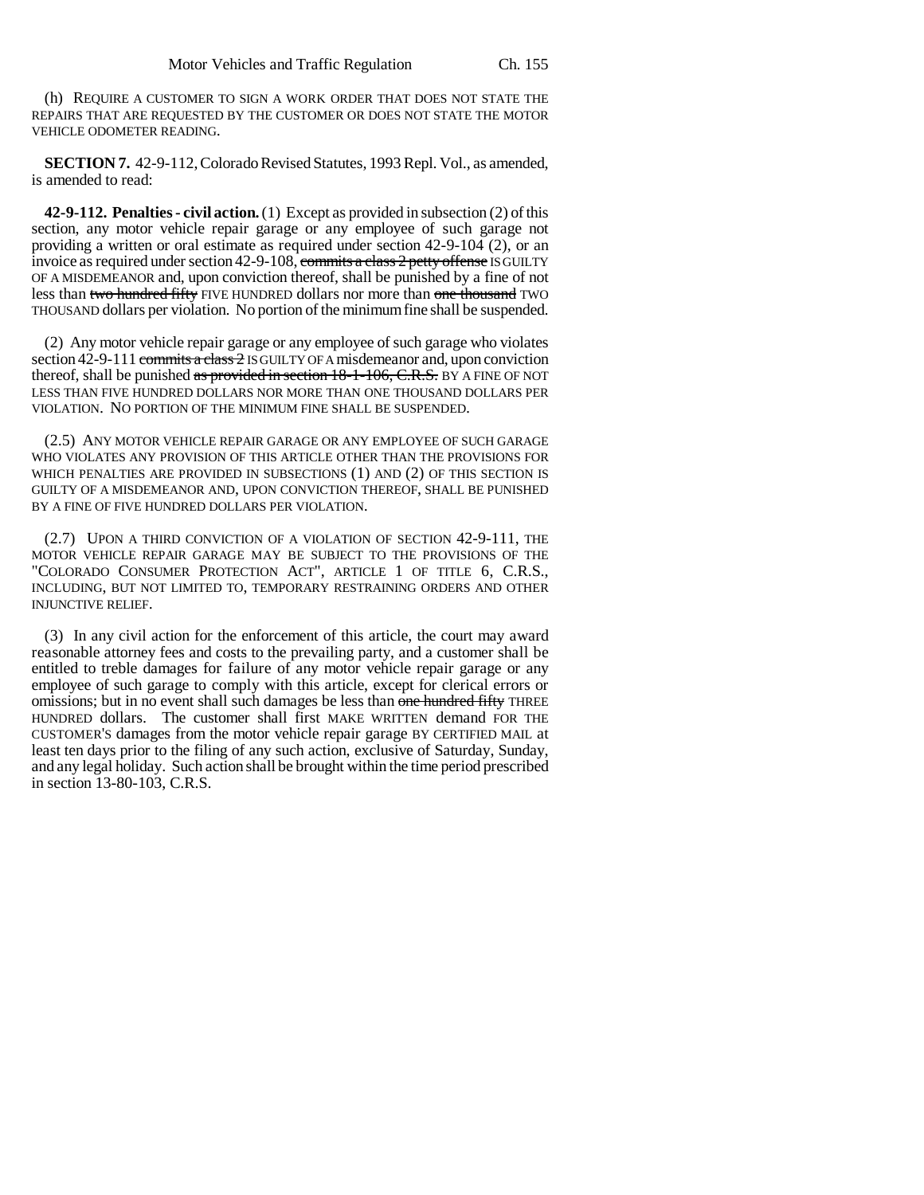(h) REQUIRE A CUSTOMER TO SIGN A WORK ORDER THAT DOES NOT STATE THE REPAIRS THAT ARE REQUESTED BY THE CUSTOMER OR DOES NOT STATE THE MOTOR VEHICLE ODOMETER READING.

**SECTION 7.** 42-9-112, Colorado Revised Statutes, 1993 Repl. Vol., as amended, is amended to read:

**42-9-112. Penalties - civil action.** (1) Except as provided in subsection (2) of this section, any motor vehicle repair garage or any employee of such garage not providing a written or oral estimate as required under section 42-9-104 (2), or an invoice as required under section 42-9-108, ~~commits a class 2 petty offense~~ IS GUILTY OF A MISDEMEANOR and, upon conviction thereof, shall be punished by a fine of not less than ~~two hundred fifty~~ FIVE HUNDRED dollars nor more than ~~one thousand~~ TWO THOUSAND dollars per violation. No portion of the minimum fine shall be suspended.

(2) Any motor vehicle repair garage or any employee of such garage who violates section 42-9-111 ~~commits a class 2~~ IS GUILTY OF A misdemeanor and, upon conviction thereof, shall be punished ~~as provided in section 18-1-106, C.R.S.~~ BY A FINE OF NOT LESS THAN FIVE HUNDRED DOLLARS NOR MORE THAN ONE THOUSAND DOLLARS PER VIOLATION. NO PORTION OF THE MINIMUM FINE SHALL BE SUSPENDED.

(2.5) ANY MOTOR VEHICLE REPAIR GARAGE OR ANY EMPLOYEE OF SUCH GARAGE WHO VIOLATES ANY PROVISION OF THIS ARTICLE OTHER THAN THE PROVISIONS FOR WHICH PENALTIES ARE PROVIDED IN SUBSECTIONS (1) AND (2) OF THIS SECTION IS GUILTY OF A MISDEMEANOR AND, UPON CONVICTION THEREOF, SHALL BE PUNISHED BY A FINE OF FIVE HUNDRED DOLLARS PER VIOLATION.

(2.7) UPON A THIRD CONVICTION OF A VIOLATION OF SECTION 42-9-111, THE MOTOR VEHICLE REPAIR GARAGE MAY BE SUBJECT TO THE PROVISIONS OF THE "COLORADO CONSUMER PROTECTION ACT", ARTICLE 1 OF TITLE 6, C.R.S., INCLUDING, BUT NOT LIMITED TO, TEMPORARY RESTRAINING ORDERS AND OTHER INJUNCTIVE RELIEF.

(3) In any civil action for the enforcement of this article, the court may award reasonable attorney fees and costs to the prevailing party, and a customer shall be entitled to treble damages for failure of any motor vehicle repair garage or any employee of such garage to comply with this article, except for clerical errors or omissions; but in no event shall such damages be less than ~~one hundred fifty~~ THREE HUNDRED dollars. The customer shall first MAKE WRITTEN demand FOR THE CUSTOMER'S damages from the motor vehicle repair garage BY CERTIFIED MAIL at least ten days prior to the filing of any such action, exclusive of Saturday, Sunday, and any legal holiday. Such action shall be brought within the time period prescribed in section 13-80-103, C.R.S.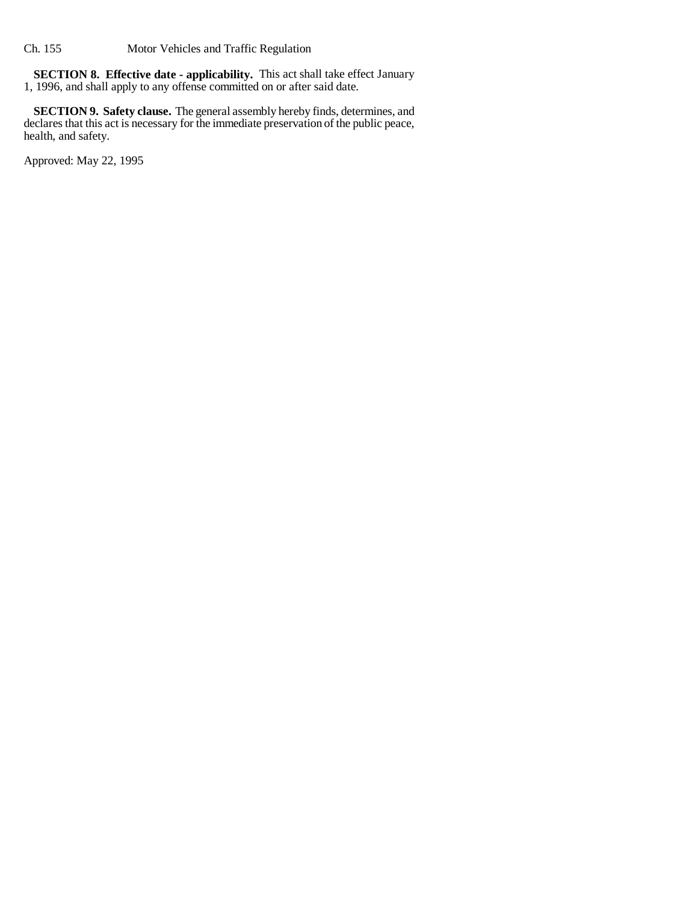**SECTION 8. Effective date - applicability.** This act shall take effect January 1, 1996, and shall apply to any offense committed on or after said date.

**SECTION 9. Safety clause.** The general assembly hereby finds, determines, and declares that this act is necessary for the immediate preservation of the public peace, health, and safety.

Approved: May 22, 1995